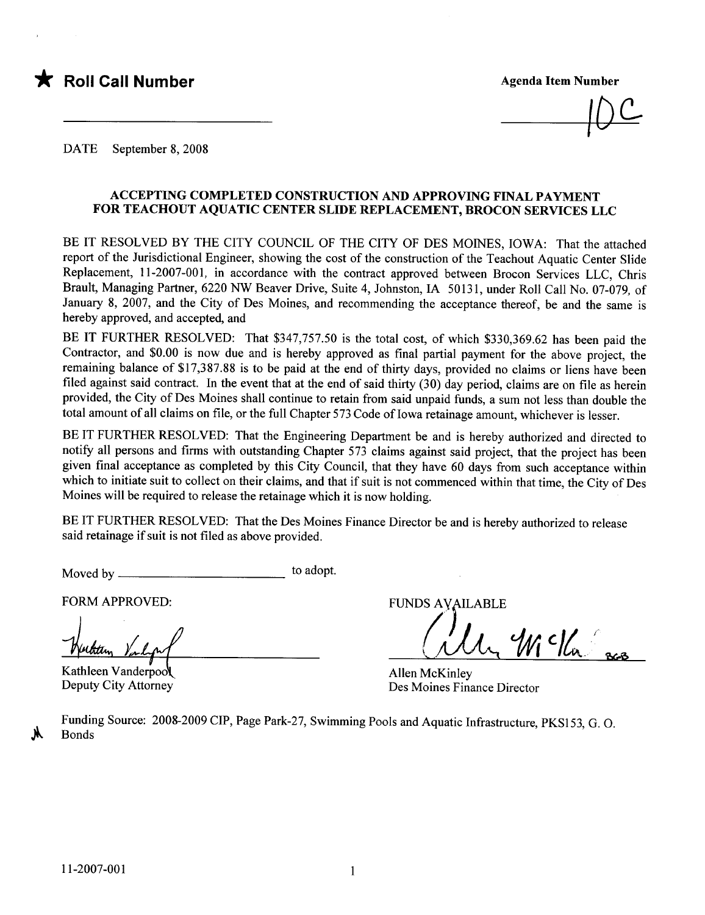★ **Roll Call Number**

\_\_\_\_\_\_\_\_\_\_\_\_\_\_\_\_\_\_\_\_\_\_\_\_

**Agenda Item Number**

10C

DATE September 8, 2008

**ACCEPTING COMPLETED CONSTRUCTION AND APPROVING FINAL PAYMENT FOR TEACHOUT AQUATIC CENTER SLIDE REPLACEMENT, BROCON SERVICES LLC**

BE IT RESOLVED BY THE CITY COUNCIL OF THE CITY OF DES MOINES, IOWA: That the attached report of the Jurisdictional Engineer, showing the cost of the construction of the Teachout Aquatic Center Slide Replacement, 11-2007-001, in accordance with the contract approved between Brocon Services LLC, Chris Brault, Managing Partner, 6220 NW Beaver Drive, Suite 4, Johnston, IA 50131, under Roll Call No. 07-079, of January 8, 2007, and the City of Des Moines, and recommending the acceptance thereof, be and the same is hereby approved, and accepted, and

BE IT FURTHER RESOLVED: That $347,757.50 is the total cost, of which $330,369.62 has been paid the Contractor, and $0.00 is now due and is hereby approved as final partial payment for the above project, the remaining balance of $17,387.88 is to be paid at the end of thirty days, provided no claims or liens have been filed against said contract. In the event that at the end of said thirty (30) day period, claims are on file as herein provided, the City of Des Moines shall continue to retain from said unpaid funds, a sum not less than double the total amount of all claims on file, or the full Chapter 573 Code of Iowa retainage amount, whichever is lesser.

BE IT FURTHER RESOLVED: That the Engineering Department be and is hereby authorized and directed to notify all persons and firms with outstanding Chapter 573 claims against said project, that the project has been given final acceptance as completed by this City Council, that they have 60 days from such acceptance within which to initiate suit to collect on their claims, and that if suit is not commenced within that time, the City of Des Moines will be required to release the retainage which it is now holding.

BE IT FURTHER RESOLVED: That the Des Moines Finance Director be and is hereby authorized to release said retainage if suit is not filed as above provided.

Moved by \_\_\_\_\_\_\_\_\_\_\_\_\_\_\_\_\_\_\_\_\_\_\_\_ to adopt.

FORM APPROVED:

Kathleen Vanderpool
Deputy City Attorney

FUNDS AVAILABLE

Allen McKinley
Des Moines Finance Director

Funding Source: 2008-2009 CIP, Page Park-27, Swimming Pools and Aquatic Infrastructure, PKS153, G. O. Bonds

11-2007-001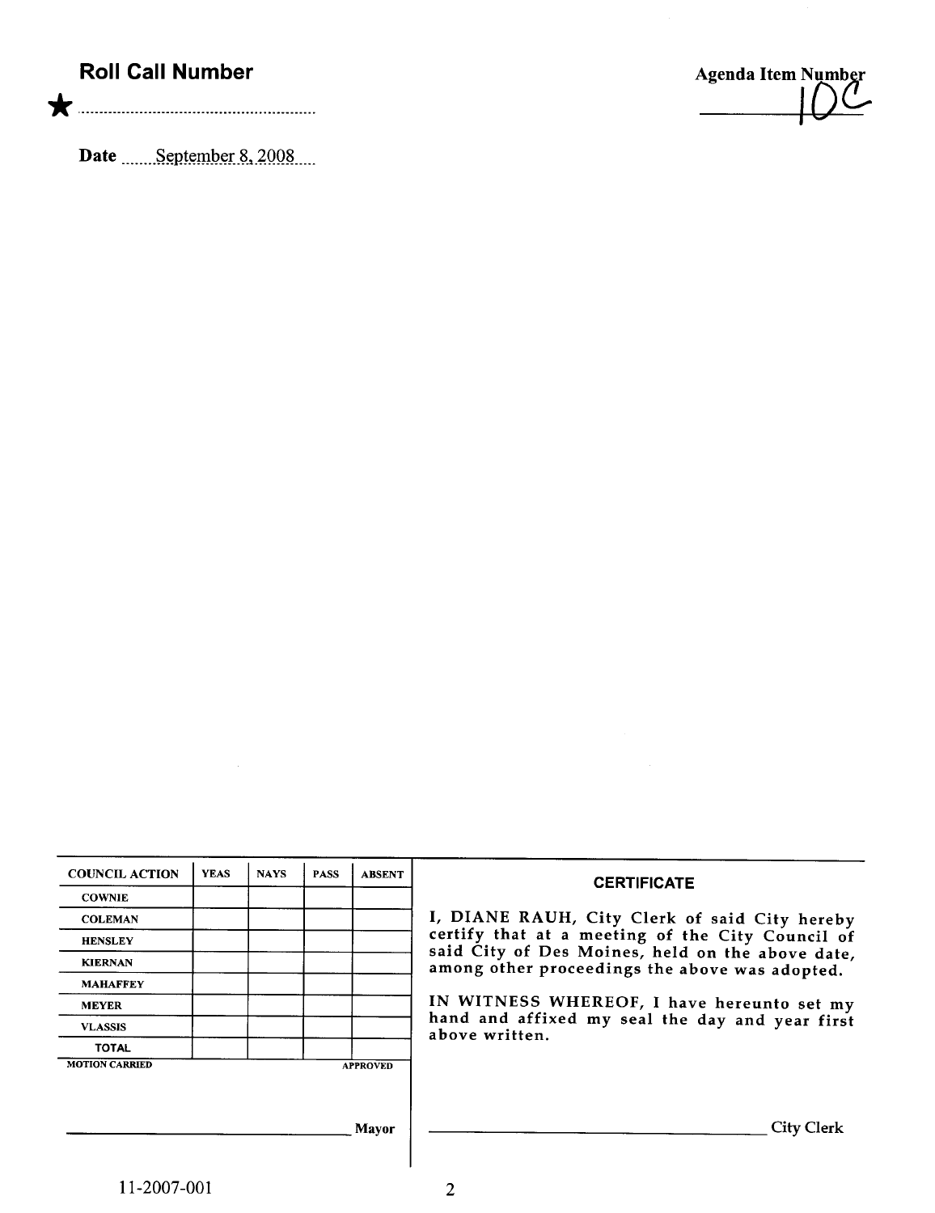**Roll Call Number**

★ ..........................................................

**Date** ......September 8, 2008.....

**Agenda Item Number**

10C

| COUNCIL ACTION | YEAS | NAYS | PASS | ABSENT |
|---|---|---|---|---|
| COWNIE | | | | |
| COLEMAN | | | | |
| HENSLEY | | | | |
| KIERNAN | | | | |
| MAHAFFEY | | | | |
| MEYER | | | | |
| VLASSIS | | | | |
| TOTAL | | | | |

MOTION CARRIED APPROVED

______________________________ Mayor

**CERTIFICATE**

I, DIANE RAUH, City Clerk of said City hereby certify that at a meeting of the City Council of said City of Des Moines, held on the above date, among other proceedings the above was adopted.

IN WITNESS WHEREOF, I have hereunto set my hand and affixed my seal the day and year first above written.

______________________________ City Clerk

11-2007-001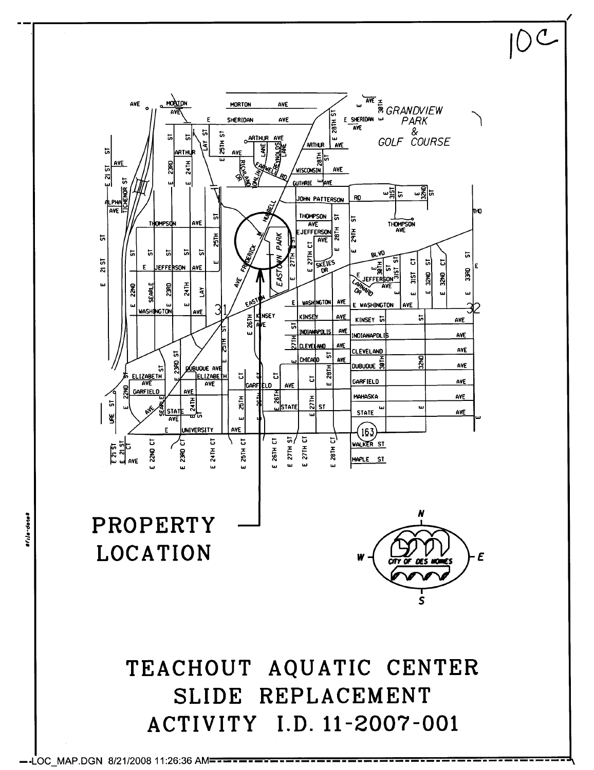10C

PROPERTY LOCATION

# TEACHOUT AQUATIC CENTER SLIDE REPLACEMENT ACTIVITY I.D. 11-2007-001

LOC_MAP.DGN 8/21/2008 11:26:36 AM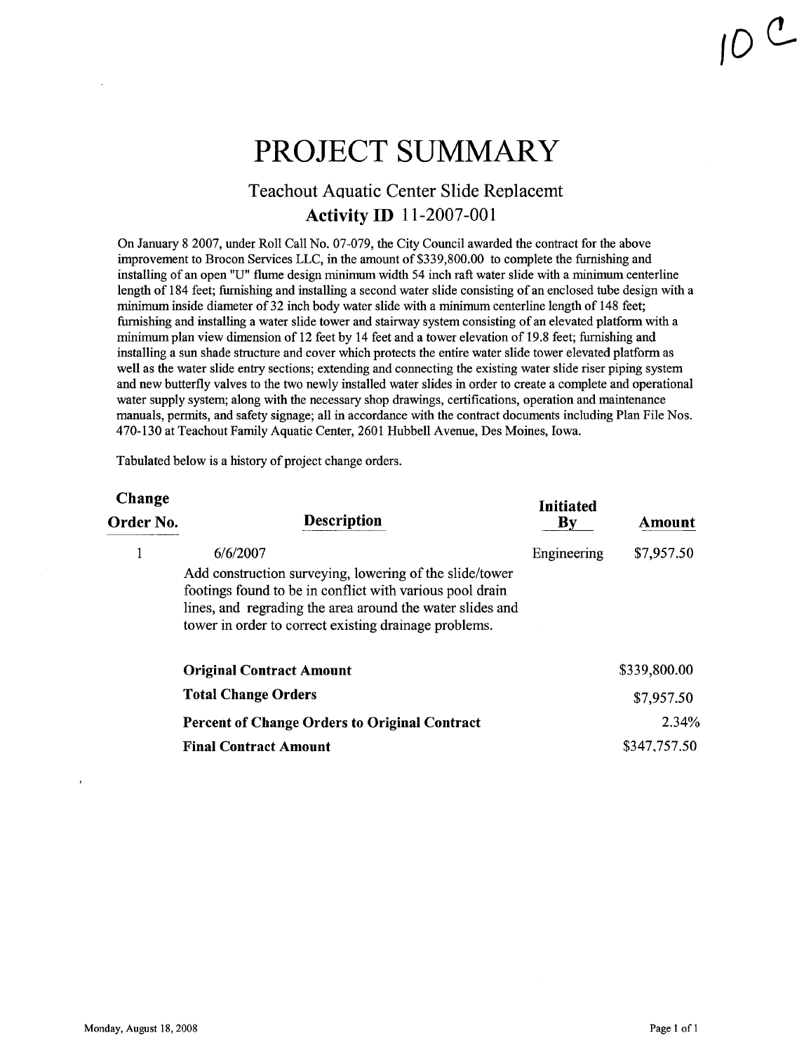10 C

# PROJECT SUMMARY

## Teachout Aquatic Center Slide Replacemt

### Activity ID 11-2007-001

On January 8 2007, under Roll Call No. 07-079, the City Council awarded the contract for the above improvement to Brocon Services LLC, in the amount of $339,800.00 to complete the furnishing and installing of an open "U" flume design minimum width 54 inch raft water slide with a minimum centerline length of 184 feet; furnishing and installing a second water slide consisting of an enclosed tube design with a minimum inside diameter of 32 inch body water slide with a minimum centerline length of 148 feet; furnishing and installing a water slide tower and stairway system consisting of an elevated platform with a minimum plan view dimension of 12 feet by 14 feet and a tower elevation of 19.8 feet; furnishing and installing a sun shade structure and cover which protects the entire water slide tower elevated platform as well as the water slide entry sections; extending and connecting the existing water slide riser piping system and new butterfly valves to the two newly installed water slides in order to create a complete and operational water supply system; along with the necessary shop drawings, certifications, operation and maintenance manuals, permits, and safety signage; all in accordance with the contract documents including Plan File Nos. 470-130 at Teachout Family Aquatic Center, 2601 Hubbell Avenue, Des Moines, Iowa.

Tabulated below is a history of project change orders.

| Change Order No. | Description | Initiated By | Amount |
|---|---|---|---|
| 1 | 6/6/2007<br>Add construction surveying, lowering of the slide/tower footings found to be in conflict with various pool drain lines, and regrading the area around the water slides and tower in order to correct existing drainage problems. | Engineering | $7,957.50 |

| | |
|---|---|
| **Original Contract Amount** | $339,800.00 |
| **Total Change Orders** | $7,957.50 |
| **Percent of Change Orders to Original Contract** | 2.34% |
| **Final Contract Amount** | $347,757.50 |

Monday, August 18, 2008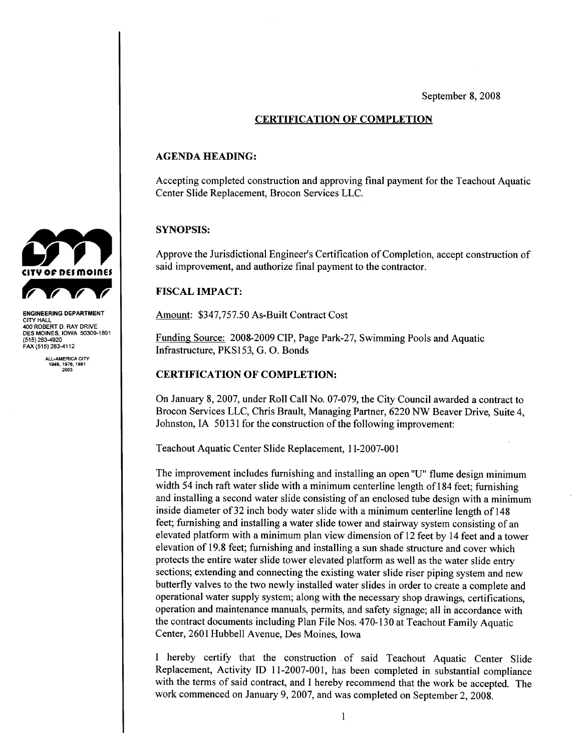September 8, 2008

## CERTIFICATION OF COMPLETION

CITY OF DES MOINES

ENGINEERING DEPARTMENT
CITY HALL
400 ROBERT D. RAY DRIVE
DES MOINES, IOWA 50309-1891
(515) 283-4920
FAX (515) 283-4112

ALL-AMERICA CITY
1949, 1976, 1981
2003

### AGENDA HEADING:

Accepting completed construction and approving final payment for the Teachout Aquatic Center Slide Replacement, Brocon Services LLC.

### SYNOPSIS:

Approve the Jurisdictional Engineer's Certification of Completion, accept construction of said improvement, and authorize final payment to the contractor.

### FISCAL IMPACT:

Amount: $347,757.50 As-Built Contract Cost

Funding Source: 2008-2009 CIP, Page Park-27, Swimming Pools and Aquatic Infrastructure, PKS153, G. O. Bonds

### CERTIFICATION OF COMPLETION:

On January 8, 2007, under Roll Call No. 07-079, the City Council awarded a contract to Brocon Services LLC, Chris Brault, Managing Partner, 6220 NW Beaver Drive, Suite 4, Johnston, IA 50131 for the construction of the following improvement:

Teachout Aquatic Center Slide Replacement, 11-2007-001

The improvement includes furnishing and installing an open "U" flume design minimum width 54 inch raft water slide with a minimum centerline length of 184 feet; furnishing and installing a second water slide consisting of an enclosed tube design with a minimum inside diameter of 32 inch body water slide with a minimum centerline length of 148 feet; furnishing and installing a water slide tower and stairway system consisting of an elevated platform with a minimum plan view dimension of 12 feet by 14 feet and a tower elevation of 19.8 feet; furnishing and installing a sun shade structure and cover which protects the entire water slide tower elevated platform as well as the water slide entry sections; extending and connecting the existing water slide riser piping system and new butterfly valves to the two newly installed water slides in order to create a complete and operational water supply system; along with the necessary shop drawings, certifications, operation and maintenance manuals, permits, and safety signage; all in accordance with the contract documents including Plan File Nos. 470-130 at Teachout Family Aquatic Center, 2601 Hubbell Avenue, Des Moines, Iowa

I hereby certify that the construction of said Teachout Aquatic Center Slide Replacement, Activity ID 11-2007-001, has been completed in substantial compliance with the terms of said contract, and I hereby recommend that the work be accepted. The work commenced on January 9, 2007, and was completed on September 2, 2008.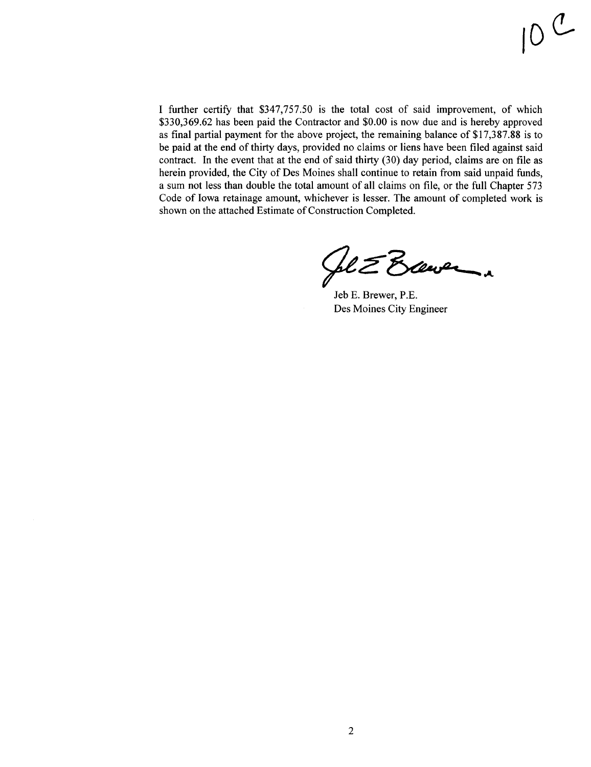10 C

I further certify that $347,757.50 is the total cost of said improvement, of which $330,369.62 has been paid the Contractor and $0.00 is now due and is hereby approved as final partial payment for the above project, the remaining balance of $17,387.88 is to be paid at the end of thirty days, provided no claims or liens have been filed against said contract. In the event that at the end of said thirty (30) day period, claims are on file as herein provided, the City of Des Moines shall continue to retain from said unpaid funds, a sum not less than double the total amount of all claims on file, or the full Chapter 573 Code of Iowa retainage amount, whichever is lesser. The amount of completed work is shown on the attached Estimate of Construction Completed.

Jeb E. Brewer, P.E.
Des Moines City Engineer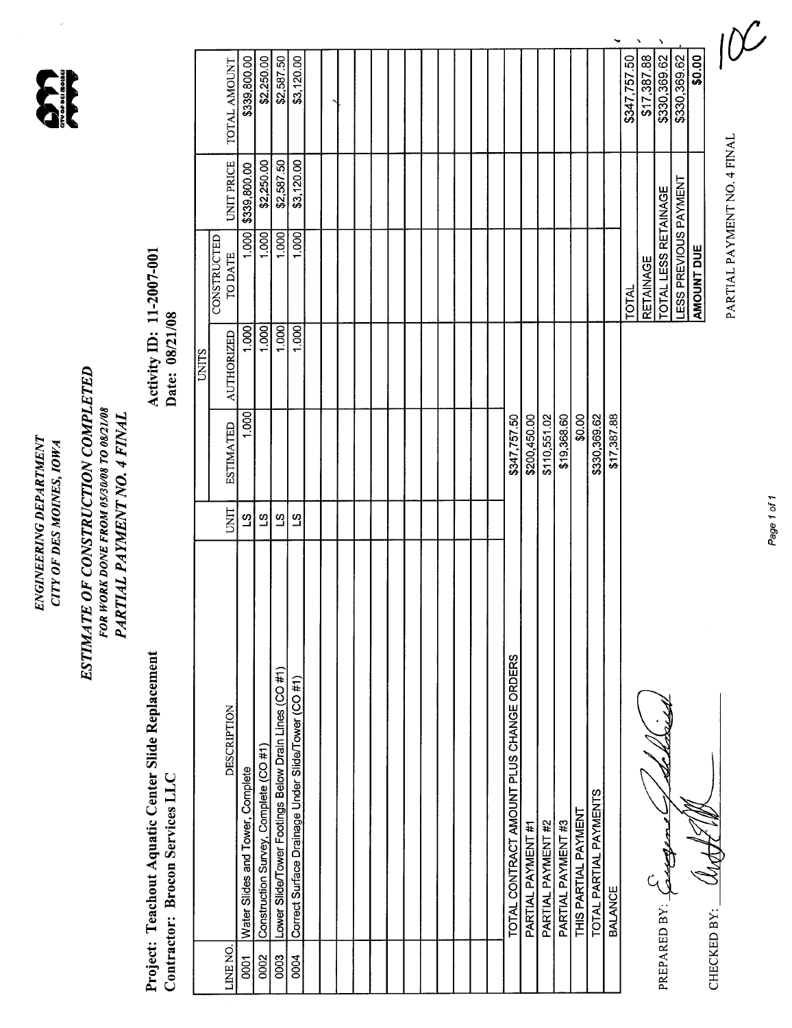ENGINEERING DEPARTMENT
CITY OF DES MOINES, IOWA

# ESTIMATE OF CONSTRUCTION COMPLETED

FOR WORK DONE FROM 05/30/08 TO 08/21/08

## PARTIAL PAYMENT NO. 4 FINAL

**Project: Teachout Aquatic Center Slide Replacement**
**Contractor: Brocon Services LLC**

**Activity ID: 11-2007-001**
**Date: 08/21/08**

| LINE NO. | DESCRIPTION | UNIT | UNITS ESTIMATED | UNITS AUTHORIZED | UNITS CONSTRUCTED TO DATE | UNIT PRICE | TOTAL AMOUNT |
|---|---|---|---|---|---|---|---|
| 0001 | Water Slides and Tower, Complete | LS | 1.000 | 1.000 | 1.000 | $339,800.00 | $339,800.00 |
| 0002 | Construction Survey, Complete (CO #1) | LS | | 1.000 | 1.000 | $2,250.00 | $2,250.00 |
| 0003 | Lower Slide/Tower Footings Below Drain Lines (CO #1) | LS | | 1.000 | 1.000 | $2,587.50 | $2,587.50 |
| 0004 | Correct Surface Drainage Under Slide/Tower (CO #1) | LS | | 1.000 | 1.000 | $3,120.00 | $3,120.00 |

| | |
|---|---|
| TOTAL CONTRACT AMOUNT PLUS CHANGE ORDERS | $347,757.50 |
| PARTIAL PAYMENT #1 | $200,450.00 |
| PARTIAL PAYMENT #2 | $110,551.02 |
| PARTIAL PAYMENT #3 | $19,368.60 |
| THIS PARTIAL PAYMENT | $0.00 |
| TOTAL PARTIAL PAYMENTS | $330,369.62 |
| BALANCE | $17,387.88 |

| | |
|---|---|
| TOTAL | $347,757.50 |
| RETAINAGE | $17,387.88 |
| TOTAL LESS RETAINAGE | $330,369.62 |
| LESS PREVIOUS PAYMENT | $330,369.62 |
| **AMOUNT DUE** | **$0.00** |

PREPARED BY: *Eugene J Schmit* (signature)

CHECKED BY: (signature)

PARTIAL PAYMENT NO. 4 FINAL

10C